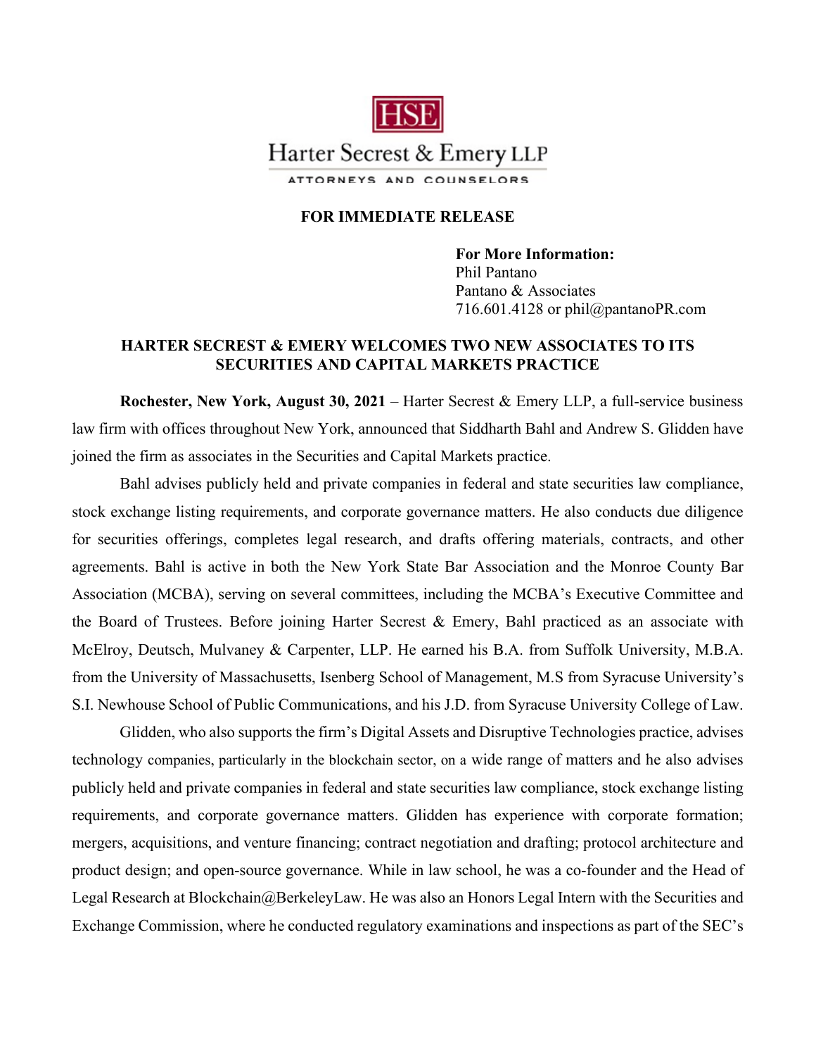HSE

Harter Secrest & Emery LLP

ATTORNEYS AND COUNSELORS

**FOR IMMEDIATE RELEASE**

**For More Information:**
Phil Pantano
Pantano & Associates
716.601.4128 or phil@pantanoPR.com

**HARTER SECREST & EMERY WELCOMES TWO NEW ASSOCIATES TO ITS SECURITIES AND CAPITAL MARKETS PRACTICE**

**Rochester, New York, August 30, 2021** – Harter Secrest & Emery LLP, a full-service business law firm with offices throughout New York, announced that Siddharth Bahl and Andrew S. Glidden have joined the firm as associates in the Securities and Capital Markets practice.

Bahl advises publicly held and private companies in federal and state securities law compliance, stock exchange listing requirements, and corporate governance matters. He also conducts due diligence for securities offerings, completes legal research, and drafts offering materials, contracts, and other agreements. Bahl is active in both the New York State Bar Association and the Monroe County Bar Association (MCBA), serving on several committees, including the MCBA's Executive Committee and the Board of Trustees. Before joining Harter Secrest & Emery, Bahl practiced as an associate with McElroy, Deutsch, Mulvaney & Carpenter, LLP. He earned his B.A. from Suffolk University, M.B.A. from the University of Massachusetts, Isenberg School of Management, M.S from Syracuse University's S.I. Newhouse School of Public Communications, and his J.D. from Syracuse University College of Law.

Glidden, who also supports the firm's Digital Assets and Disruptive Technologies practice, advises technology companies, particularly in the blockchain sector, on a wide range of matters and he also advises publicly held and private companies in federal and state securities law compliance, stock exchange listing requirements, and corporate governance matters. Glidden has experience with corporate formation; mergers, acquisitions, and venture financing; contract negotiation and drafting; protocol architecture and product design; and open-source governance. While in law school, he was a co-founder and the Head of Legal Research at Blockchain@BerkeleyLaw. He was also an Honors Legal Intern with the Securities and Exchange Commission, where he conducted regulatory examinations and inspections as part of the SEC's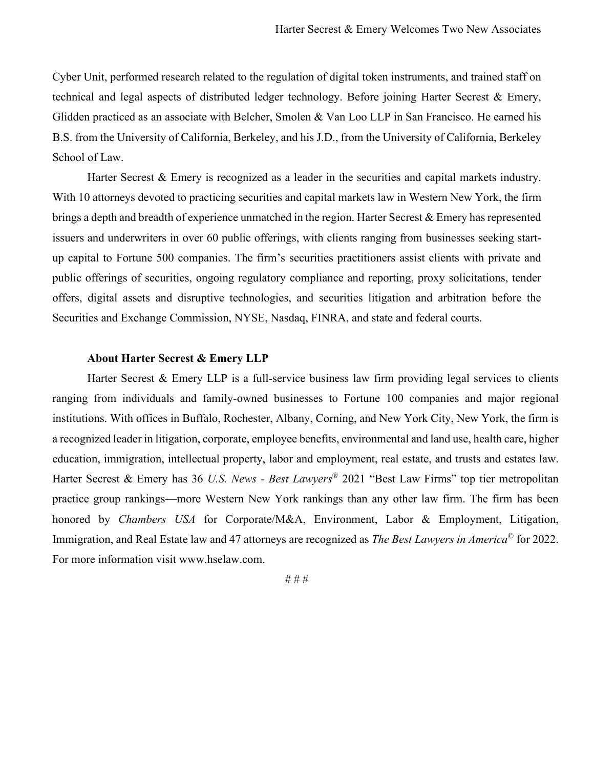Cyber Unit, performed research related to the regulation of digital token instruments, and trained staff on technical and legal aspects of distributed ledger technology. Before joining Harter Secrest & Emery, Glidden practiced as an associate with Belcher, Smolen & Van Loo LLP in San Francisco. He earned his B.S. from the University of California, Berkeley, and his J.D., from the University of California, Berkeley School of Law.

Harter Secrest & Emery is recognized as a leader in the securities and capital markets industry. With 10 attorneys devoted to practicing securities and capital markets law in Western New York, the firm brings a depth and breadth of experience unmatched in the region. Harter Secrest & Emery has represented issuers and underwriters in over 60 public offerings, with clients ranging from businesses seeking start-up capital to Fortune 500 companies. The firm's securities practitioners assist clients with private and public offerings of securities, ongoing regulatory compliance and reporting, proxy solicitations, tender offers, digital assets and disruptive technologies, and securities litigation and arbitration before the Securities and Exchange Commission, NYSE, Nasdaq, FINRA, and state and federal courts.

**About Harter Secrest & Emery LLP**

Harter Secrest & Emery LLP is a full-service business law firm providing legal services to clients ranging from individuals and family-owned businesses to Fortune 100 companies and major regional institutions. With offices in Buffalo, Rochester, Albany, Corning, and New York City, New York, the firm is a recognized leader in litigation, corporate, employee benefits, environmental and land use, health care, higher education, immigration, intellectual property, labor and employment, real estate, and trusts and estates law. Harter Secrest & Emery has 36 *U.S. News - Best Lawyers*® 2021 "Best Law Firms" top tier metropolitan practice group rankings—more Western New York rankings than any other law firm. The firm has been honored by *Chambers USA* for Corporate/M&A, Environment, Labor & Employment, Litigation, Immigration, and Real Estate law and 47 attorneys are recognized as *The Best Lawyers in America*© for 2022. For more information visit www.hselaw.com.

# # #